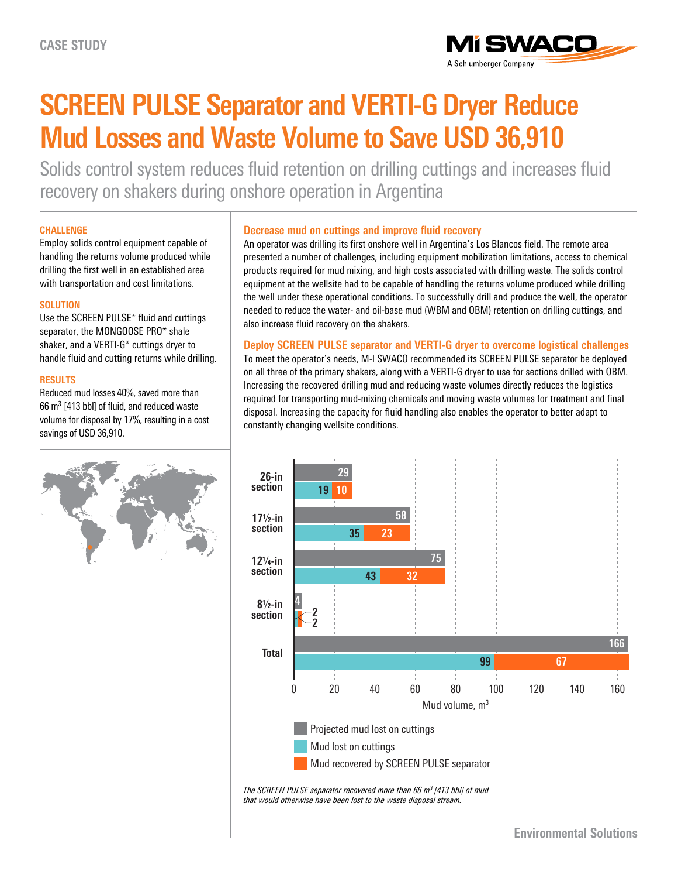CASE STUDY

# SCREEN PULSE Separator and VERTI-G Dryer Reduce Mud Losses and Waste Volume to Save USD 36,910

Solids control system reduces fluid retention on drilling cuttings and increases fluid recovery on shakers during onshore operation in Argentina

### CHALLENGE

Employ solids control equipment capable of handling the returns volume produced while drilling the first well in an established area with transportation and cost limitations.

### SOLUTION

Use the SCREEN PULSE* fluid and cuttings separator, the MONGOOSE PRO* shale shaker, and a VERTI-G* cuttings dryer to handle fluid and cutting returns while drilling.

### RESULTS

Reduced mud losses 40%, saved more than 66 m$^3$ [413 bbl] of fluid, and reduced waste volume for disposal by 17%, resulting in a cost savings of USD 36,910.

## Decrease mud on cuttings and improve fluid recovery

An operator was drilling its first onshore well in Argentina's Los Blancos field. The remote area presented a number of challenges, including equipment mobilization limitations, access to chemical products required for mud mixing, and high costs associated with drilling waste. The solids control equipment at the wellsite had to be capable of handling the returns volume produced while drilling the well under these operational conditions. To successfully drill and produce the well, the operator needed to reduce the water- and oil-base mud (WBM and OBM) retention on drilling cuttings, and also increase fluid recovery on the shakers.

## Deploy SCREEN PULSE separator and VERTI-G dryer to overcome logistical challenges

To meet the operator's needs, M-I SWACO recommended its SCREEN PULSE separator be deployed on all three of the primary shakers, along with a VERTI-G dryer to use for sections drilled with OBM. Increasing the recovered drilling mud and reducing waste volumes directly reduces the logistics required for transporting mud-mixing chemicals and moving waste volumes for treatment and final disposal. Increasing the capacity for fluid handling also enables the operator to better adapt to constantly changing wellsite conditions.

| Section | Projected mud lost on cuttings (m$^3$) | Mud lost on cuttings (m$^3$) | Mud recovered by SCREEN PULSE separator (m$^3$) |
|---|---|---|---|
| 26-in section | 29 | 19 | 10 |
| 17½-in section | 58 | 35 | 23 |
| 12¼-in section | 75 | 43 | 32 |
| 8½-in section | 4 | 2 | 2 |
| Total | 166 | 99 | 67 |

*The SCREEN PULSE separator recovered more than 66 m$^3$ [413 bbl] of mud that would otherwise have been lost to the waste disposal stream.*

Environmental Solutions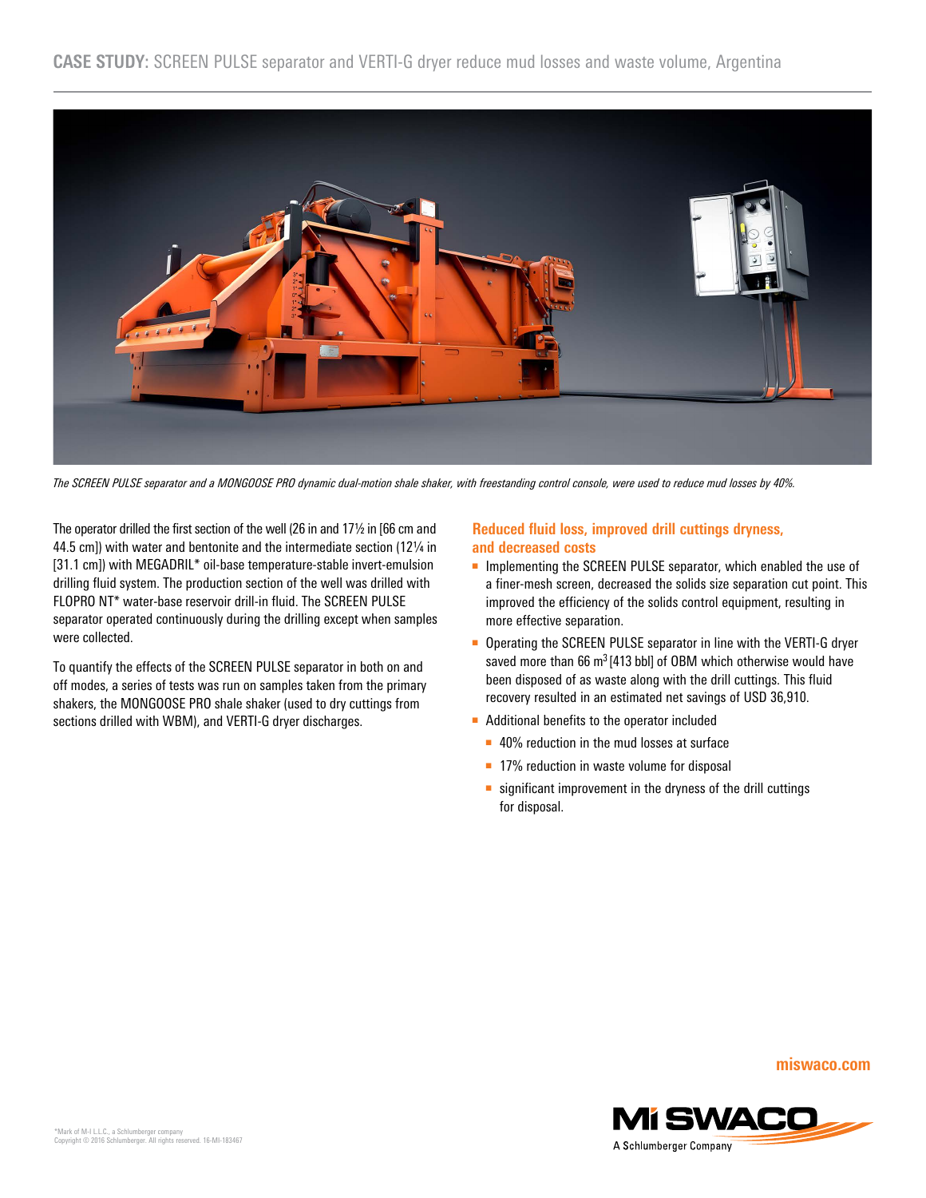The SCREEN PULSE separator and a MONGOOSE PRO dynamic dual-motion shale shaker, with freestanding control console, were used to reduce mud losses by 40%.

The operator drilled the first section of the well (26 in and 17½ in [66 cm and 44.5 cm]) with water and bentonite and the intermediate section (12¼ in [31.1 cm]) with MEGADRIL* oil-base temperature-stable invert-emulsion drilling fluid system. The production section of the well was drilled with FLOPRO NT* water-base reservoir drill-in fluid. The SCREEN PULSE separator operated continuously during the drilling except when samples were collected.

To quantify the effects of the SCREEN PULSE separator in both on and off modes, a series of tests was run on samples taken from the primary shakers, the MONGOOSE PRO shale shaker (used to dry cuttings from sections drilled with WBM), and VERTI-G dryer discharges.

## Reduced fluid loss, improved drill cuttings dryness, and decreased costs

- Implementing the SCREEN PULSE separator, which enabled the use of a finer-mesh screen, decreased the solids size separation cut point. This improved the efficiency of the solids control equipment, resulting in more effective separation.
- Operating the SCREEN PULSE separator in line with the VERTI-G dryer saved more than 66 $m^3$ [413 bbl] of OBM which otherwise would have been disposed of as waste along with the drill cuttings. This fluid recovery resulted in an estimated net savings of USD 36,910.
- Additional benefits to the operator included
  - 40% reduction in the mud losses at surface
  - 17% reduction in waste volume for disposal
  - significant improvement in the dryness of the drill cuttings for disposal.

miswaco.com

*Mark of M-I L.L.C., a Schlumberger company
Copyright © 2016 Schlumberger. All rights reserved. 16-MI-183467